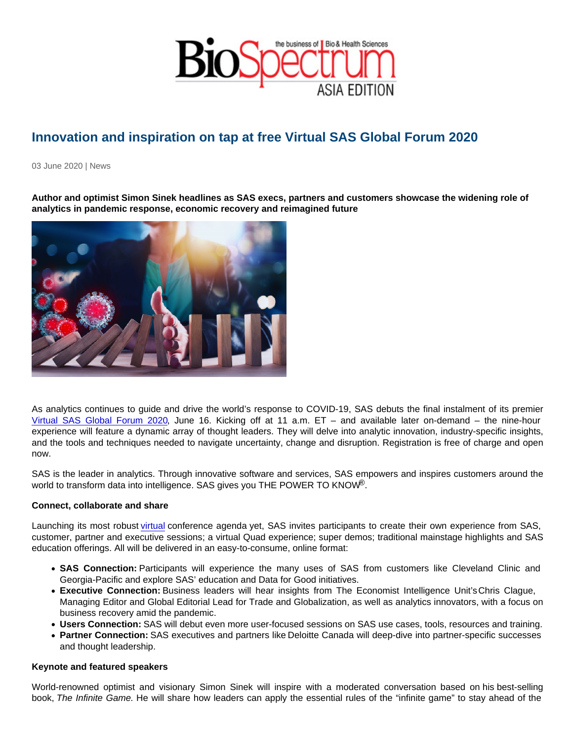# Innovation and inspiration on tap at free Virtual SAS Global Forum 2020

03 June 2020 | News

**Author and optimist Simon Sinek headlines as SAS execs, partners and customers showcase the widening role of analytics in pandemic response, economic recovery and reimagined future**

As analytics continues to guide and drive the world's response to COVID-19, SAS debuts the final instalment of its premier Virtual SAS Global Forum 2020, June 16. Kicking off at 11 a.m. ET – and available later on-demand – the nine-hour experience will feature a dynamic array of thought leaders. They will delve into analytic innovation, industry-specific insights, and the tools and techniques needed to navigate uncertainty, change and disruption. Registration is free of charge and open now.

SAS is the leader in analytics. Through innovative software and services, SAS empowers and inspires customers around the world to transform data into intelligence. SAS gives you THE POWER TO KNOW®.

**Connect, collaborate and share**

Launching its most robust virtual conference agenda yet, SAS invites participants to create their own experience from SAS, customer, partner and executive sessions; a virtual Quad experience; super demos; traditional mainstage highlights and SAS education offerings. All will be delivered in an easy-to-consume, online format:

- **SAS Connection:** Participants will experience the many uses of SAS from customers like Cleveland Clinic and Georgia-Pacific and explore SAS' education and Data for Good initiatives.
- **Executive Connection:** Business leaders will hear insights from The Economist Intelligence Unit's Chris Clague, Managing Editor and Global Editorial Lead for Trade and Globalization, as well as analytics innovators, with a focus on business recovery amid the pandemic.
- **Users Connection:** SAS will debut even more user-focused sessions on SAS use cases, tools, resources and training.
- **Partner Connection:** SAS executives and partners like Deloitte Canada will deep-dive into partner-specific successes and thought leadership.

**Keynote and featured speakers**

World-renowned optimist and visionary Simon Sinek will inspire with a moderated conversation based on his best-selling book, *The Infinite Game.* He will share how leaders can apply the essential rules of the "infinite game" to stay ahead of the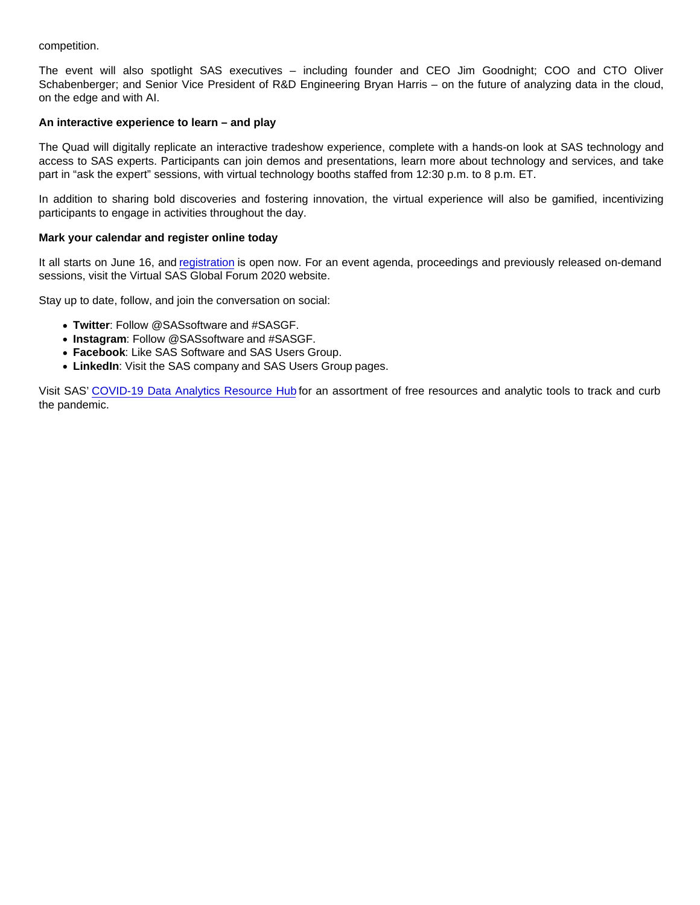competition.

The event will also spotlight SAS executives – including founder and CEO Jim Goodnight; COO and CTO Oliver Schabenberger; and Senior Vice President of R&D Engineering Bryan Harris – on the future of analyzing data in the cloud, on the edge and with AI.

**An interactive experience to learn – and play**

The Quad will digitally replicate an interactive tradeshow experience, complete with a hands-on look at SAS technology and access to SAS experts. Participants can join demos and presentations, learn more about technology and services, and take part in "ask the expert" sessions, with virtual technology booths staffed from 12:30 p.m. to 8 p.m. ET.

In addition to sharing bold discoveries and fostering innovation, the virtual experience will also be gamified, incentivizing participants to engage in activities throughout the day.

**Mark your calendar and register online today**

It all starts on June 16, and registration is open now. For an event agenda, proceedings and previously released on-demand sessions, visit the Virtual SAS Global Forum 2020 website.

Stay up to date, follow, and join the conversation on social:

- **Twitter**: Follow @SASsoftware and #SASGF.
- **Instagram**: Follow @SASsoftware and #SASGF.
- **Facebook**: Like SAS Software and SAS Users Group.
- **LinkedIn**: Visit the SAS company and SAS Users Group pages.

Visit SAS' COVID-19 Data Analytics Resource Hub for an assortment of free resources and analytic tools to track and curb the pandemic.